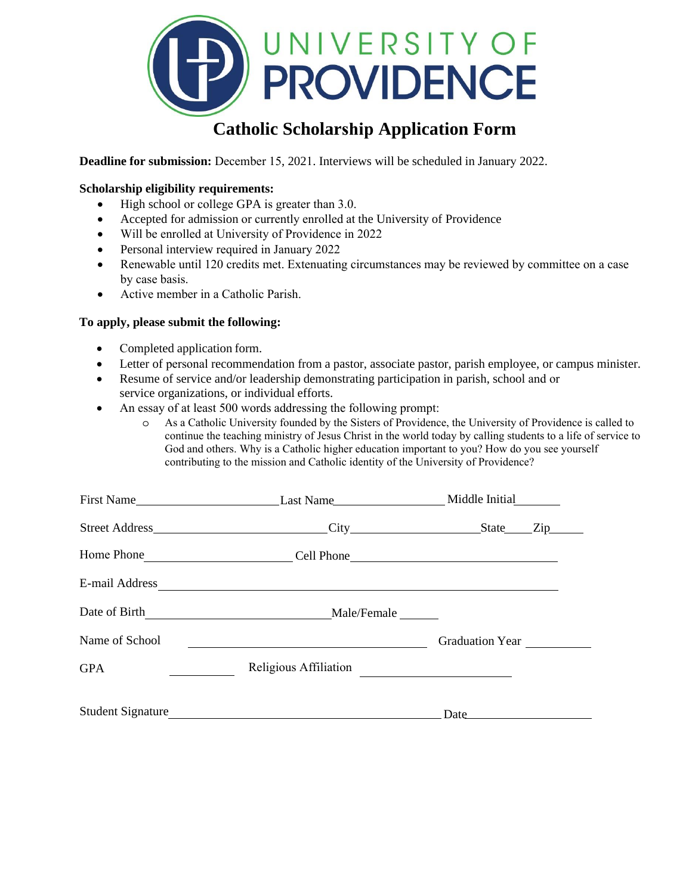# UNIVERSITY OF PROVIDENCE

## Catholic Scholarship Application Form

**Deadline for submission:** December 15, 2021. Interviews will be scheduled in January 2022.

**Scholarship eligibility requirements:**

- High school or college GPA is greater than 3.0.
- Accepted for admission or currently enrolled at the University of Providence
- Will be enrolled at University of Providence in 2022
- Personal interview required in January 2022
- Renewable until 120 credits met. Extenuating circumstances may be reviewed by committee on a case by case basis.
- Active member in a Catholic Parish.

**To apply, please submit the following:**

- Completed application form.
- Letter of personal recommendation from a pastor, associate pastor, parish employee, or campus minister.
- Resume of service and/or leadership demonstrating participation in parish, school and or service organizations, or individual efforts.
- An essay of at least 500 words addressing the following prompt:
  - As a Catholic University founded by the Sisters of Providence, the University of Providence is called to continue the teaching ministry of Jesus Christ in the world today by calling students to a life of service to God and others. Why is a Catholic higher education important to you? How do you see yourself contributing to the mission and Catholic identity of the University of Providence?

First Name\_\_\_\_\_\_\_\_\_\_\_\_\_\_\_\_\_\_\_\_ Last Name\_\_\_\_\_\_\_\_\_\_\_\_\_\_\_\_ Middle Initial\_\_\_\_\_\_

Street Address\_\_\_\_\_\_\_\_\_\_\_\_\_\_\_\_\_\_\_\_\_\_\_\_ City\_\_\_\_\_\_\_\_\_\_\_\_\_\_\_\_\_\_ State\_\_\_\_ Zip\_\_\_\_\_

Home Phone\_\_\_\_\_\_\_\_\_\_\_\_\_\_\_\_\_\_\_\_\_\_ Cell Phone\_\_\_\_\_\_\_\_\_\_\_\_\_\_\_\_\_\_\_\_\_\_\_\_\_\_\_\_\_\_

E-mail Address\_\_\_\_\_\_\_\_\_\_\_\_\_\_\_\_\_\_\_\_\_\_\_\_\_\_\_\_\_\_\_\_\_\_\_\_\_\_\_\_\_\_\_\_\_\_\_\_\_\_\_\_\_\_\_\_\_\_\_\_

Date of Birth\_\_\_\_\_\_\_\_\_\_\_\_\_\_\_\_\_\_\_\_\_\_\_\_\_\_\_\_ Male/Female \_\_\_\_\_\_

Name of School \_\_\_\_\_\_\_\_\_\_\_\_\_\_\_\_\_\_\_\_\_\_\_\_\_\_\_\_\_\_\_\_\_\_\_\_ Graduation Year \_\_\_\_\_\_\_\_\_\_

GPA \_\_\_\_\_\_\_\_\_\_ Religious Affiliation \_\_\_\_\_\_\_\_\_\_\_\_\_\_\_\_\_\_\_\_\_\_\_

Student Signature\_\_\_\_\_\_\_\_\_\_\_\_\_\_\_\_\_\_\_\_\_\_\_\_\_\_\_\_\_\_\_\_\_\_\_\_\_\_\_\_\_ Date\_\_\_\_\_\_\_\_\_\_\_\_\_\_\_\_\_\_\_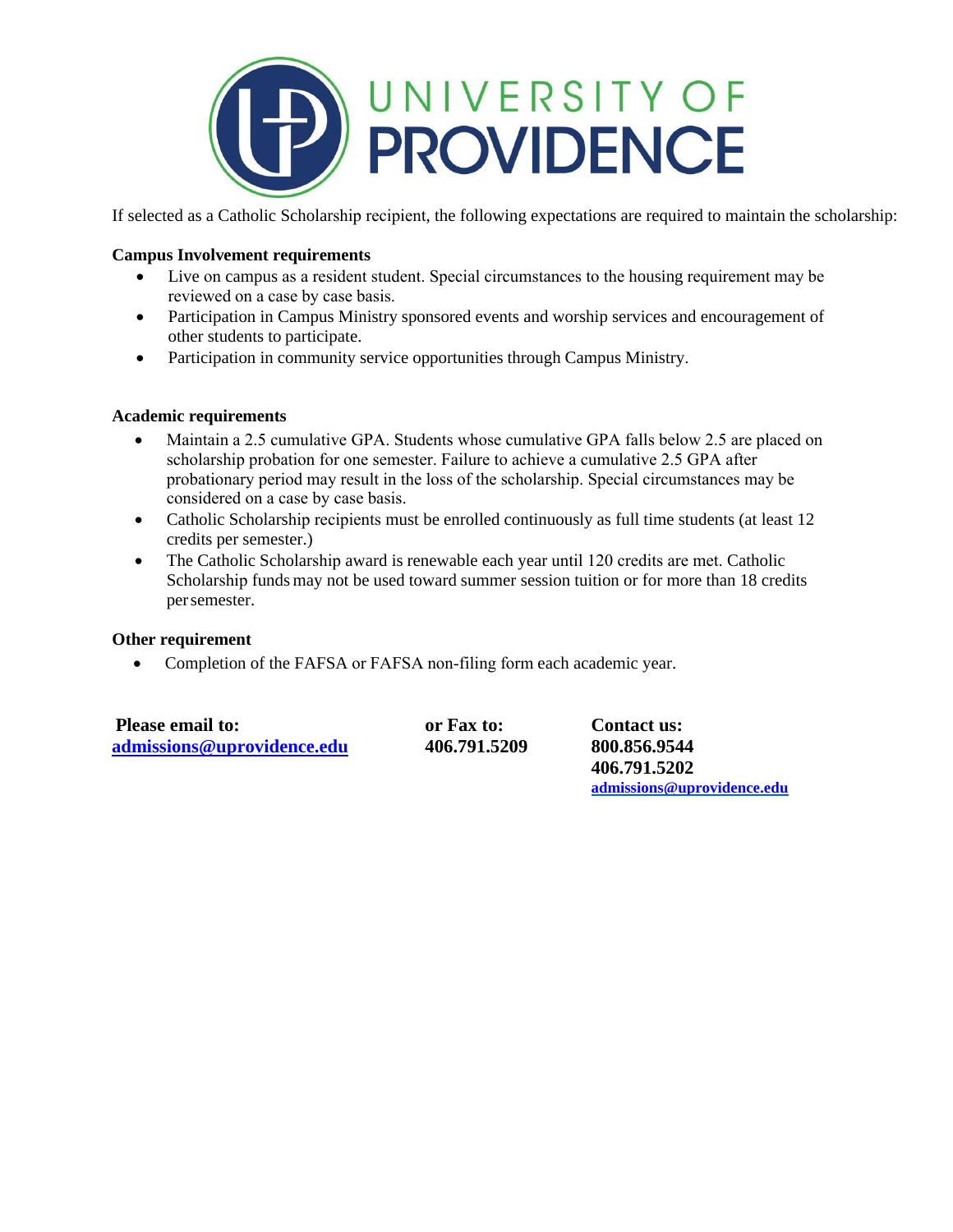# UNIVERSITY OF PROVIDENCE

If selected as a Catholic Scholarship recipient, the following expectations are required to maintain the scholarship:

**Campus Involvement requirements**

- Live on campus as a resident student. Special circumstances to the housing requirement may be reviewed on a case by case basis.
- Participation in Campus Ministry sponsored events and worship services and encouragement of other students to participate.
- Participation in community service opportunities through Campus Ministry.

**Academic requirements**

- Maintain a 2.5 cumulative GPA. Students whose cumulative GPA falls below 2.5 are placed on scholarship probation for one semester. Failure to achieve a cumulative 2.5 GPA after probationary period may result in the loss of the scholarship. Special circumstances may be considered on a case by case basis.
- Catholic Scholarship recipients must be enrolled continuously as full time students (at least 12 credits per semester.)
- The Catholic Scholarship award is renewable each year until 120 credits are met. Catholic Scholarship funds may not be used toward summer session tuition or for more than 18 credits per semester.

**Other requirement**

- Completion of the FAFSA or FAFSA non-filing form each academic year.

**Please email to:**
**admissions@uprovidence.edu**

**or Fax to:**
**406.791.5209**

**Contact us:**
**800.856.9544**
**406.791.5202**
**admissions@uprovidence.edu**